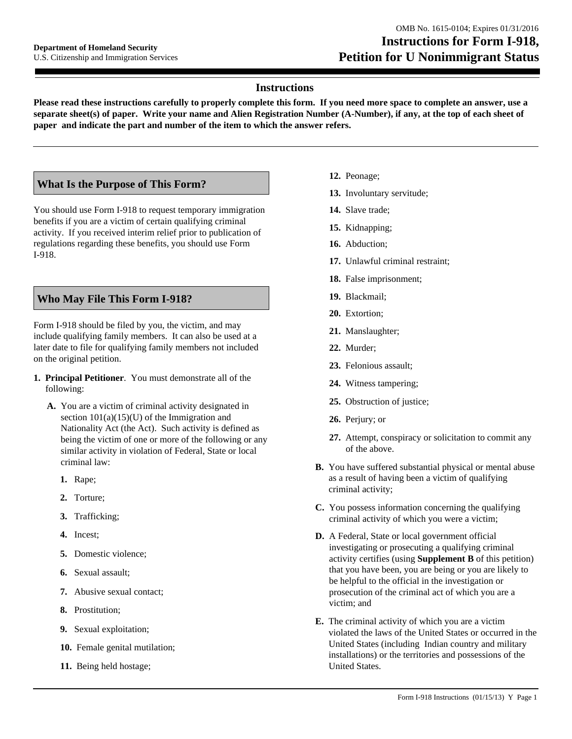Department of Homeland Security
U.S. Citizenship and Immigration Services

OMB No. 1615-0104; Expires 01/31/2016

# Instructions for Form I-918, Petition for U Nonimmigrant Status

## Instructions

**Please read these instructions carefully to properly complete this form. If you need more space to complete an answer, use a separate sheet(s) of paper. Write your name and Alien Registration Number (A-Number), if any, at the top of each sheet of paper and indicate the part and number of the item to which the answer refers.**

## What Is the Purpose of This Form?

You should use Form I-918 to request temporary immigration benefits if you are a victim of certain qualifying criminal activity. If you received interim relief prior to publication of regulations regarding these benefits, you should use Form I-918.

## Who May File This Form I-918?

Form I-918 should be filed by you, the victim, and may include qualifying family members. It can also be used at a later date to file for qualifying family members not included on the original petition.

1. **Principal Petitioner**. You must demonstrate all of the following:

   **A.** You are a victim of criminal activity designated in section 101(a)(15)(U) of the Immigration and Nationality Act (the Act). Such activity is defined as being the victim of one or more of the following or any similar activity in violation of Federal, State or local criminal law:

   1. Rape;
   2. Torture;
   3. Trafficking;
   4. Incest;
   5. Domestic violence;
   6. Sexual assault;
   7. Abusive sexual contact;
   8. Prostitution;
   9. Sexual exploitation;
   10. Female genital mutilation;
   11. Being held hostage;
   12. Peonage;
   13. Involuntary servitude;
   14. Slave trade;
   15. Kidnapping;
   16. Abduction;
   17. Unlawful criminal restraint;
   18. False imprisonment;
   19. Blackmail;
   20. Extortion;
   21. Manslaughter;
   22. Murder;
   23. Felonious assault;
   24. Witness tampering;
   25. Obstruction of justice;
   26. Perjury; or
   27. Attempt, conspiracy or solicitation to commit any of the above.

   **B.** You have suffered substantial physical or mental abuse as a result of having been a victim of qualifying criminal activity;

   **C.** You possess information concerning the qualifying criminal activity of which you were a victim;

   **D.** A Federal, State or local government official investigating or prosecuting a qualifying criminal activity certifies (using **Supplement B** of this petition) that you have been, you are being or you are likely to be helpful to the official in the investigation or prosecution of the criminal act of which you are a victim; and

   **E.** The criminal activity of which you are a victim violated the laws of the United States or occurred in the United States (including Indian country and military installations) or the territories and possessions of the United States.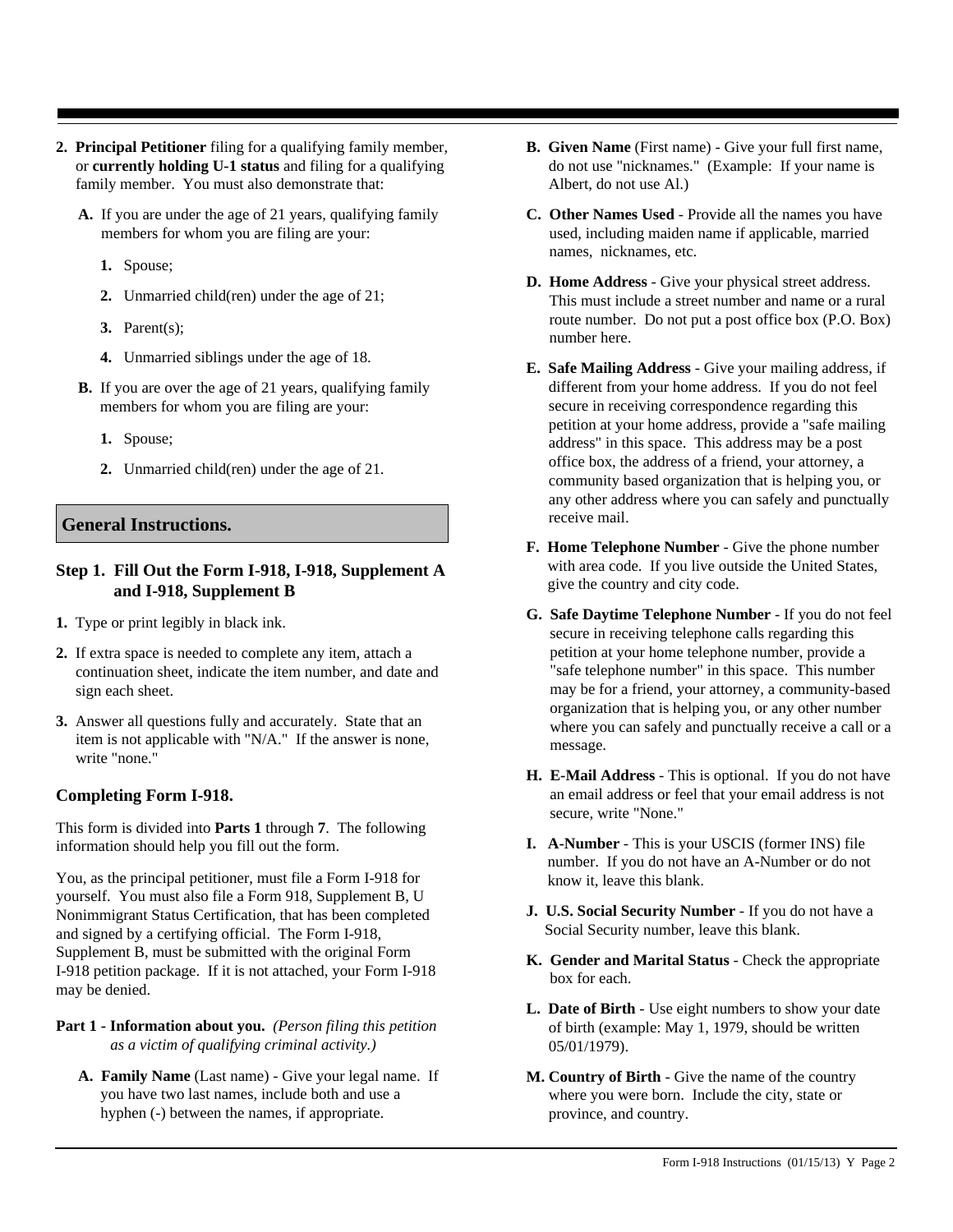2. **Principal Petitioner** filing for a qualifying family member, or **currently holding U-1 status** and filing for a qualifying family member. You must also demonstrate that:

   **A.** If you are under the age of 21 years, qualifying family members for whom you are filing are your:

   1. Spouse;
   2. Unmarried child(ren) under the age of 21;
   3. Parent(s);
   4. Unmarried siblings under the age of 18.

   **B.** If you are over the age of 21 years, qualifying family members for whom you are filing are your:

   1. Spouse;
   2. Unmarried child(ren) under the age of 21.

## General Instructions.

### Step 1. Fill Out the Form I-918, I-918, Supplement A and I-918, Supplement B

1. Type or print legibly in black ink.
2. If extra space is needed to complete any item, attach a continuation sheet, indicate the item number, and date and sign each sheet.
3. Answer all questions fully and accurately. State that an item is not applicable with "N/A." If the answer is none, write "none."

### Completing Form I-918.

This form is divided into **Parts 1** through **7**. The following information should help you fill out the form.

You, as the principal petitioner, must file a Form I-918 for yourself. You must also file a Form 918, Supplement B, U Nonimmigrant Status Certification, that has been completed and signed by a certifying official. The Form I-918, Supplement B, must be submitted with the original Form I-918 petition package. If it is not attached, your Form I-918 may be denied.

**Part 1 - Information about you.** *(Person filing this petition as a victim of qualifying criminal activity.)*

**A. Family Name** (Last name) - Give your legal name. If you have two last names, include both and use a hyphen (-) between the names, if appropriate.

**B. Given Name** (First name) - Give your full first name, do not use "nicknames." (Example: If your name is Albert, do not use Al.)

**C. Other Names Used** - Provide all the names you have used, including maiden name if applicable, married names, nicknames, etc.

**D. Home Address** - Give your physical street address. This must include a street number and name or a rural route number. Do not put a post office box (P.O. Box) number here.

**E. Safe Mailing Address** - Give your mailing address, if different from your home address. If you do not feel secure in receiving correspondence regarding this petition at your home address, provide a "safe mailing address" in this space. This address may be a post office box, the address of a friend, your attorney, a community based organization that is helping you, or any other address where you can safely and punctually receive mail.

**F. Home Telephone Number** - Give the phone number with area code. If you live outside the United States, give the country and city code.

**G. Safe Daytime Telephone Number** - If you do not feel secure in receiving telephone calls regarding this petition at your home telephone number, provide a "safe telephone number" in this space. This number may be for a friend, your attorney, a community-based organization that is helping you, or any other number where you can safely and punctually receive a call or a message.

**H. E-Mail Address** - This is optional. If you do not have an email address or feel that your email address is not secure, write "None."

**I. A-Number** - This is your USCIS (former INS) file number. If you do not have an A-Number or do not know it, leave this blank.

**J. U.S. Social Security Number** - If you do not have a Social Security number, leave this blank.

**K. Gender and Marital Status** - Check the appropriate box for each.

**L. Date of Birth** - Use eight numbers to show your date of birth (example: May 1, 1979, should be written 05/01/1979).

**M. Country of Birth** - Give the name of the country where you were born. Include the city, state or province, and country.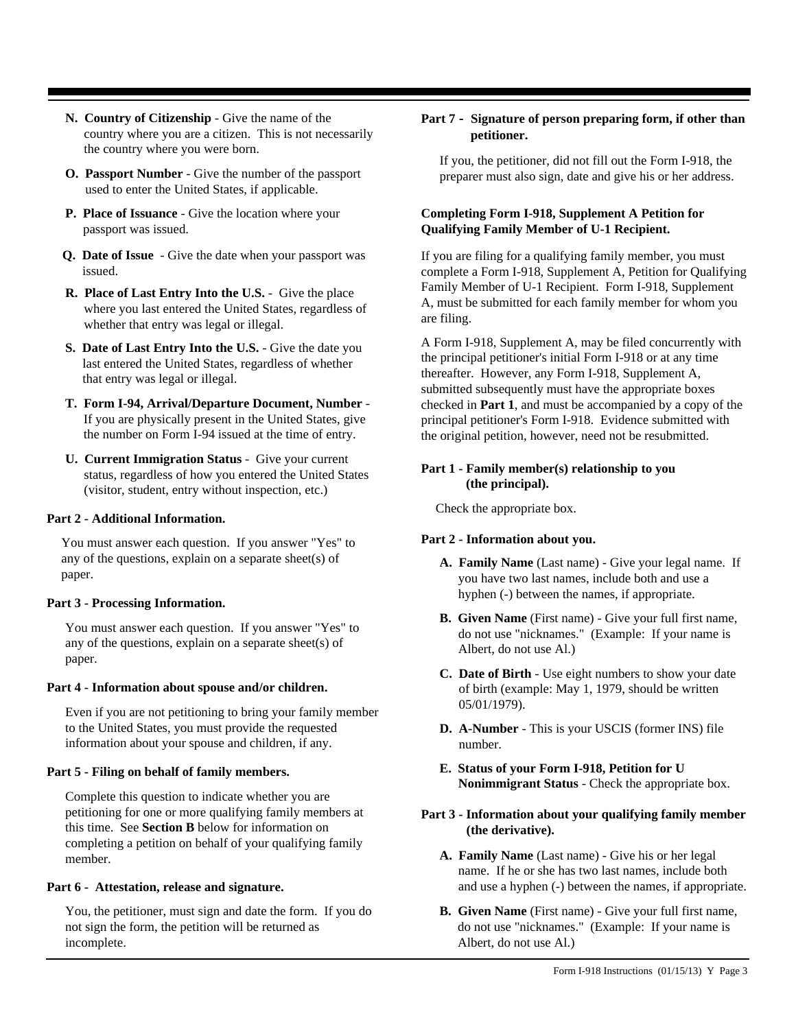**N. Country of Citizenship** - Give the name of the country where you are a citizen. This is not necessarily the country where you were born.

**O. Passport Number** - Give the number of the passport used to enter the United States, if applicable.

**P. Place of Issuance** - Give the location where your passport was issued.

**Q. Date of Issue** - Give the date when your passport was issued.

**R. Place of Last Entry Into the U.S.** - Give the place where you last entered the United States, regardless of whether that entry was legal or illegal.

**S. Date of Last Entry Into the U.S.** - Give the date you last entered the United States, regardless of whether that entry was legal or illegal.

**T. Form I-94, Arrival/Departure Document, Number** - If you are physically present in the United States, give the number on Form I-94 issued at the time of entry.

**U. Current Immigration Status** - Give your current status, regardless of how you entered the United States (visitor, student, entry without inspection, etc.)

**Part 2 - Additional Information.**

You must answer each question. If you answer "Yes" to any of the questions, explain on a separate sheet(s) of paper.

**Part 3 - Processing Information.**

You must answer each question. If you answer "Yes" to any of the questions, explain on a separate sheet(s) of paper.

**Part 4 - Information about spouse and/or children.**

Even if you are not petitioning to bring your family member to the United States, you must provide the requested information about your spouse and children, if any.

**Part 5 - Filing on behalf of family members.**

Complete this question to indicate whether you are petitioning for one or more qualifying family members at this time. See **Section B** below for information on completing a petition on behalf of your qualifying family member.

**Part 6 - Attestation, release and signature.**

You, the petitioner, must sign and date the form. If you do not sign the form, the petition will be returned as incomplete.

**Part 7 - Signature of person preparing form, if other than petitioner.**

If you, the petitioner, did not fill out the Form I-918, the preparer must also sign, date and give his or her address.

**Completing Form I-918, Supplement A Petition for Qualifying Family Member of U-1 Recipient.**

If you are filing for a qualifying family member, you must complete a Form I-918, Supplement A, Petition for Qualifying Family Member of U-1 Recipient. Form I-918, Supplement A, must be submitted for each family member for whom you are filing.

A Form I-918, Supplement A, may be filed concurrently with the principal petitioner's initial Form I-918 or at any time thereafter. However, any Form I-918, Supplement A, submitted subsequently must have the appropriate boxes checked in **Part 1**, and must be accompanied by a copy of the principal petitioner's Form I-918. Evidence submitted with the original petition, however, need not be resubmitted.

**Part 1 - Family member(s) relationship to you (the principal).**

Check the appropriate box.

**Part 2 - Information about you.**

**A. Family Name** (Last name) - Give your legal name. If you have two last names, include both and use a hyphen (-) between the names, if appropriate.

**B. Given Name** (First name) - Give your full first name, do not use "nicknames." (Example: If your name is Albert, do not use Al.)

**C. Date of Birth** - Use eight numbers to show your date of birth (example: May 1, 1979, should be written 05/01/1979).

**D. A-Number** - This is your USCIS (former INS) file number.

**E. Status of your Form I-918, Petition for U Nonimmigrant Status** - Check the appropriate box.

**Part 3 - Information about your qualifying family member (the derivative).**

**A. Family Name** (Last name) - Give his or her legal name. If he or she has two last names, include both and use a hyphen (-) between the names, if appropriate.

**B. Given Name** (First name) - Give your full first name, do not use "nicknames." (Example: If your name is Albert, do not use Al.)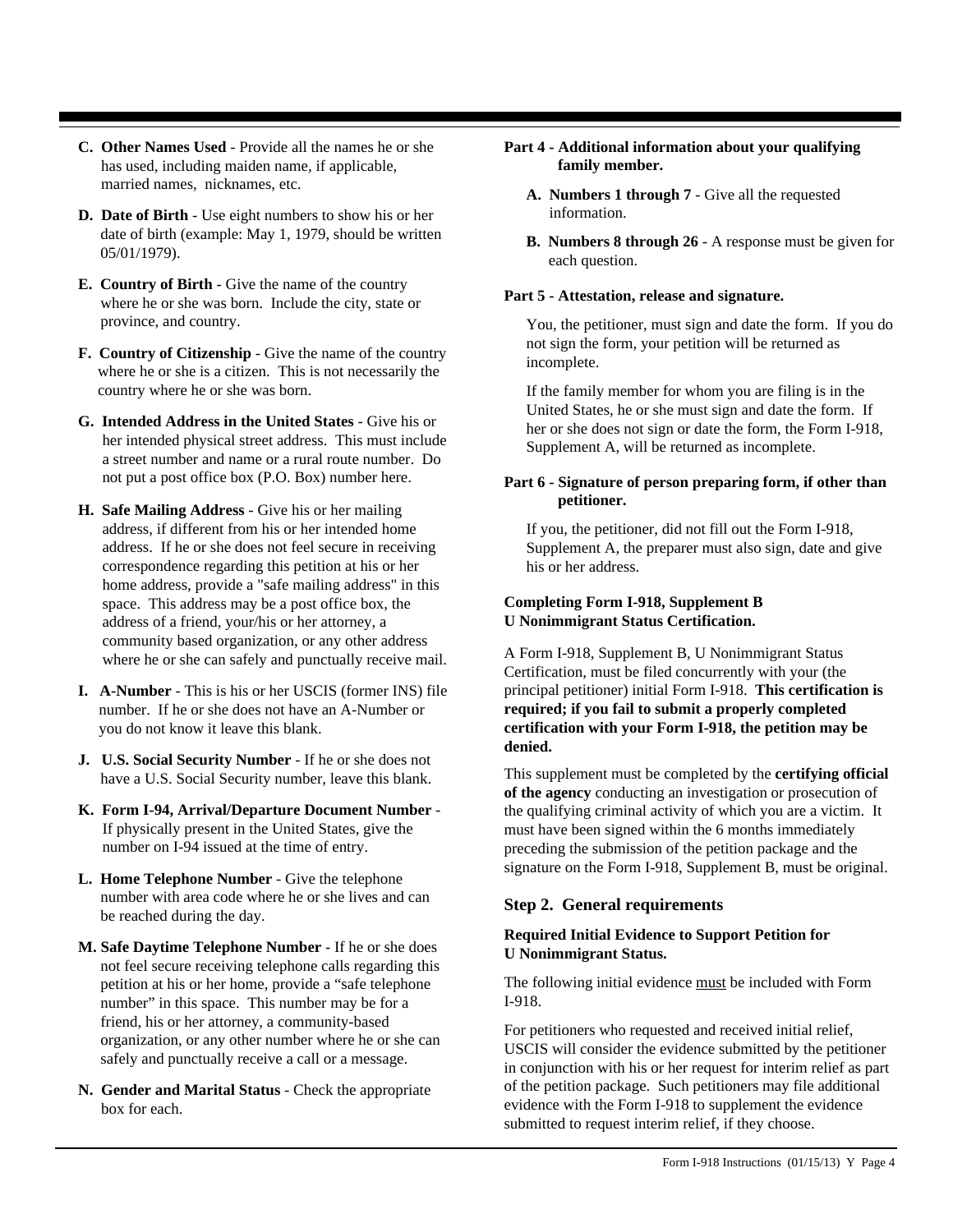**C. Other Names Used** - Provide all the names he or she has used, including maiden name, if applicable, married names, nicknames, etc.

**D. Date of Birth** - Use eight numbers to show his or her date of birth (example: May 1, 1979, should be written 05/01/1979).

**E. Country of Birth** - Give the name of the country where he or she was born. Include the city, state or province, and country.

**F. Country of Citizenship** - Give the name of the country where he or she is a citizen. This is not necessarily the country where he or she was born.

**G. Intended Address in the United States** - Give his or her intended physical street address. This must include a street number and name or a rural route number. Do not put a post office box (P.O. Box) number here.

**H. Safe Mailing Address** - Give his or her mailing address, if different from his or her intended home address. If he or she does not feel secure in receiving correspondence regarding this petition at his or her home address, provide a "safe mailing address" in this space. This address may be a post office box, the address of a friend, your/his or her attorney, a community based organization, or any other address where he or she can safely and punctually receive mail.

**I. A-Number** - This is his or her USCIS (former INS) file number. If he or she does not have an A-Number or you do not know it leave this blank.

**J. U.S. Social Security Number** - If he or she does not have a U.S. Social Security number, leave this blank.

**K. Form I-94, Arrival/Departure Document Number** - If physically present in the United States, give the number on I-94 issued at the time of entry.

**L. Home Telephone Number** - Give the telephone number with area code where he or she lives and can be reached during the day.

**M. Safe Daytime Telephone Number** - If he or she does not feel secure receiving telephone calls regarding this petition at his or her home, provide a "safe telephone number" in this space. This number may be for a friend, his or her attorney, a community-based organization, or any other number where he or she can safely and punctually receive a call or a message.

**N. Gender and Marital Status** - Check the appropriate box for each.

**Part 4 - Additional information about your qualifying family member.**

**A. Numbers 1 through 7** - Give all the requested information.

**B. Numbers 8 through 26** - A response must be given for each question.

**Part 5 - Attestation, release and signature.**

You, the petitioner, must sign and date the form. If you do not sign the form, your petition will be returned as incomplete.

If the family member for whom you are filing is in the United States, he or she must sign and date the form. If her or she does not sign or date the form, the Form I-918, Supplement A, will be returned as incomplete.

**Part 6 - Signature of person preparing form, if other than petitioner.**

If you, the petitioner, did not fill out the Form I-918, Supplement A, the preparer must also sign, date and give his or her address.

**Completing Form I-918, Supplement B U Nonimmigrant Status Certification.**

A Form I-918, Supplement B, U Nonimmigrant Status Certification, must be filed concurrently with your (the principal petitioner) initial Form I-918. **This certification is required; if you fail to submit a properly completed certification with your Form I-918, the petition may be denied.**

This supplement must be completed by the **certifying official of the agency** conducting an investigation or prosecution of the qualifying criminal activity of which you are a victim. It must have been signed within the 6 months immediately preceding the submission of the petition package and the signature on the Form I-918, Supplement B, must be original.

## Step 2. General requirements

**Required Initial Evidence to Support Petition for U Nonimmigrant Status.**

The following initial evidence must be included with Form I-918.

For petitioners who requested and received initial relief, USCIS will consider the evidence submitted by the petitioner in conjunction with his or her request for interim relief as part of the petition package. Such petitioners may file additional evidence with the Form I-918 to supplement the evidence submitted to request interim relief, if they choose.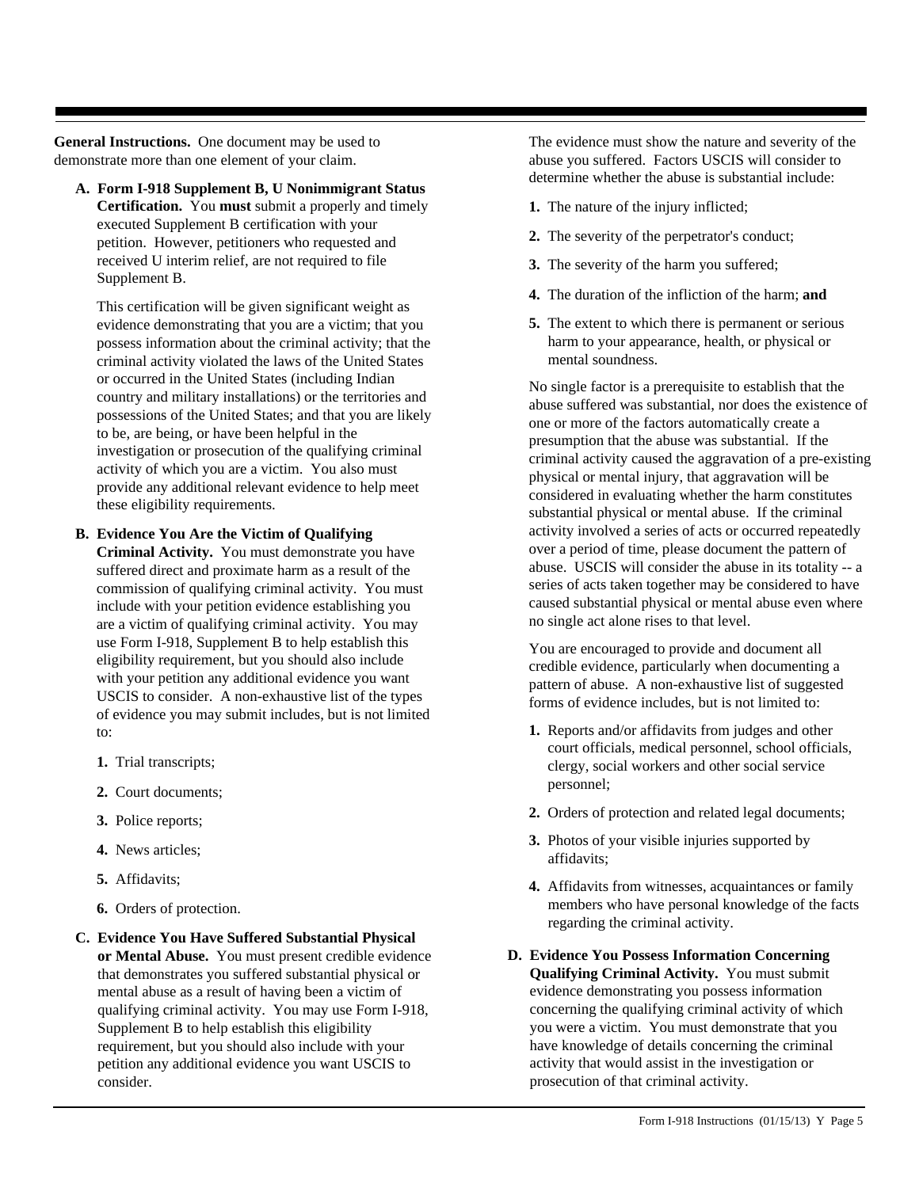**General Instructions.** One document may be used to demonstrate more than one element of your claim.

**A. Form I-918 Supplement B, U Nonimmigrant Status Certification.** You **must** submit a properly and timely executed Supplement B certification with your petition. However, petitioners who requested and received U interim relief, are not required to file Supplement B.

This certification will be given significant weight as evidence demonstrating that you are a victim; that you possess information about the criminal activity; that the criminal activity violated the laws of the United States or occurred in the United States (including Indian country and military installations) or the territories and possessions of the United States; and that you are likely to be, are being, or have been helpful in the investigation or prosecution of the qualifying criminal activity of which you are a victim. You also must provide any additional relevant evidence to help meet these eligibility requirements.

**B. Evidence You Are the Victim of Qualifying Criminal Activity.** You must demonstrate you have suffered direct and proximate harm as a result of the commission of qualifying criminal activity. You must include with your petition evidence establishing you are a victim of qualifying criminal activity. You may use Form I-918, Supplement B to help establish this eligibility requirement, but you should also include with your petition any additional evidence you want USCIS to consider. A non-exhaustive list of the types of evidence you may submit includes, but is not limited to:

1. Trial transcripts;
2. Court documents;
3. Police reports;
4. News articles;
5. Affidavits;
6. Orders of protection.

**C. Evidence You Have Suffered Substantial Physical or Mental Abuse.** You must present credible evidence that demonstrates you suffered substantial physical or mental abuse as a result of having been a victim of qualifying criminal activity. You may use Form I-918, Supplement B to help establish this eligibility requirement, but you should also include with your petition any additional evidence you want USCIS to consider.

The evidence must show the nature and severity of the abuse you suffered. Factors USCIS will consider to determine whether the abuse is substantial include:

1. The nature of the injury inflicted;
2. The severity of the perpetrator's conduct;
3. The severity of the harm you suffered;
4. The duration of the infliction of the harm; **and**
5. The extent to which there is permanent or serious harm to your appearance, health, or physical or mental soundness.

No single factor is a prerequisite to establish that the abuse suffered was substantial, nor does the existence of one or more of the factors automatically create a presumption that the abuse was substantial. If the criminal activity caused the aggravation of a pre-existing physical or mental injury, that aggravation will be considered in evaluating whether the harm constitutes substantial physical or mental abuse. If the criminal activity involved a series of acts or occurred repeatedly over a period of time, please document the pattern of abuse. USCIS will consider the abuse in its totality -- a series of acts taken together may be considered to have caused substantial physical or mental abuse even where no single act alone rises to that level.

You are encouraged to provide and document all credible evidence, particularly when documenting a pattern of abuse. A non-exhaustive list of suggested forms of evidence includes, but is not limited to:

1. Reports and/or affidavits from judges and other court officials, medical personnel, school officials, clergy, social workers and other social service personnel;
2. Orders of protection and related legal documents;
3. Photos of your visible injuries supported by affidavits;
4. Affidavits from witnesses, acquaintances or family members who have personal knowledge of the facts regarding the criminal activity.

**D. Evidence You Possess Information Concerning Qualifying Criminal Activity.** You must submit evidence demonstrating you possess information concerning the qualifying criminal activity of which you were a victim. You must demonstrate that you have knowledge of details concerning the criminal activity that would assist in the investigation or prosecution of that criminal activity.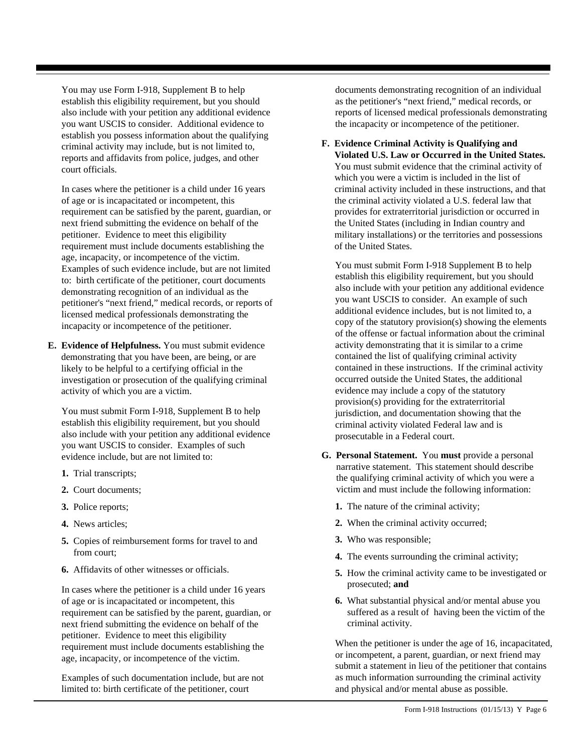You may use Form I-918, Supplement B to help establish this eligibility requirement, but you should also include with your petition any additional evidence you want USCIS to consider. Additional evidence to establish you possess information about the qualifying criminal activity may include, but is not limited to, reports and affidavits from police, judges, and other court officials.

In cases where the petitioner is a child under 16 years of age or is incapacitated or incompetent, this requirement can be satisfied by the parent, guardian, or next friend submitting the evidence on behalf of the petitioner. Evidence to meet this eligibility requirement must include documents establishing the age, incapacity, or incompetence of the victim. Examples of such evidence include, but are not limited to: birth certificate of the petitioner, court documents demonstrating recognition of an individual as the petitioner's "next friend," medical records, or reports of licensed medical professionals demonstrating the incapacity or incompetence of the petitioner.

**E. Evidence of Helpfulness.** You must submit evidence demonstrating that you have been, are being, or are likely to be helpful to a certifying official in the investigation or prosecution of the qualifying criminal activity of which you are a victim.

You must submit Form I-918, Supplement B to help establish this eligibility requirement, but you should also include with your petition any additional evidence you want USCIS to consider. Examples of such evidence include, but are not limited to:

1. Trial transcripts;
2. Court documents;
3. Police reports;
4. News articles;
5. Copies of reimbursement forms for travel to and from court;
6. Affidavits of other witnesses or officials.

In cases where the petitioner is a child under 16 years of age or is incapacitated or incompetent, this requirement can be satisfied by the parent, guardian, or next friend submitting the evidence on behalf of the petitioner. Evidence to meet this eligibility requirement must include documents establishing the age, incapacity, or incompetence of the victim.

Examples of such documentation include, but are not limited to: birth certificate of the petitioner, court documents demonstrating recognition of an individual as the petitioner's "next friend," medical records, or reports of licensed medical professionals demonstrating the incapacity or incompetence of the petitioner.

**F. Evidence Criminal Activity is Qualifying and Violated U.S. Law or Occurred in the United States.** You must submit evidence that the criminal activity of which you were a victim is included in the list of criminal activity included in these instructions, and that the criminal activity violated a U.S. federal law that provides for extraterritorial jurisdiction or occurred in the United States (including in Indian country and military installations) or the territories and possessions of the United States.

You must submit Form I-918 Supplement B to help establish this eligibility requirement, but you should also include with your petition any additional evidence you want USCIS to consider. An example of such additional evidence includes, but is not limited to, a copy of the statutory provision(s) showing the elements of the offense or factual information about the criminal activity demonstrating that it is similar to a crime contained the list of qualifying criminal activity contained in these instructions. If the criminal activity occurred outside the United States, the additional evidence may include a copy of the statutory provision(s) providing for the extraterritorial jurisdiction, and documentation showing that the criminal activity violated Federal law and is prosecutable in a Federal court.

**G. Personal Statement.** You **must** provide a personal narrative statement. This statement should describe the qualifying criminal activity of which you were a victim and must include the following information:

1. The nature of the criminal activity;
2. When the criminal activity occurred;
3. Who was responsible;
4. The events surrounding the criminal activity;
5. How the criminal activity came to be investigated or prosecuted; **and**
6. What substantial physical and/or mental abuse you suffered as a result of having been the victim of the criminal activity.

When the petitioner is under the age of 16, incapacitated, or incompetent, a parent, guardian, or next friend may submit a statement in lieu of the petitioner that contains as much information surrounding the criminal activity and physical and/or mental abuse as possible.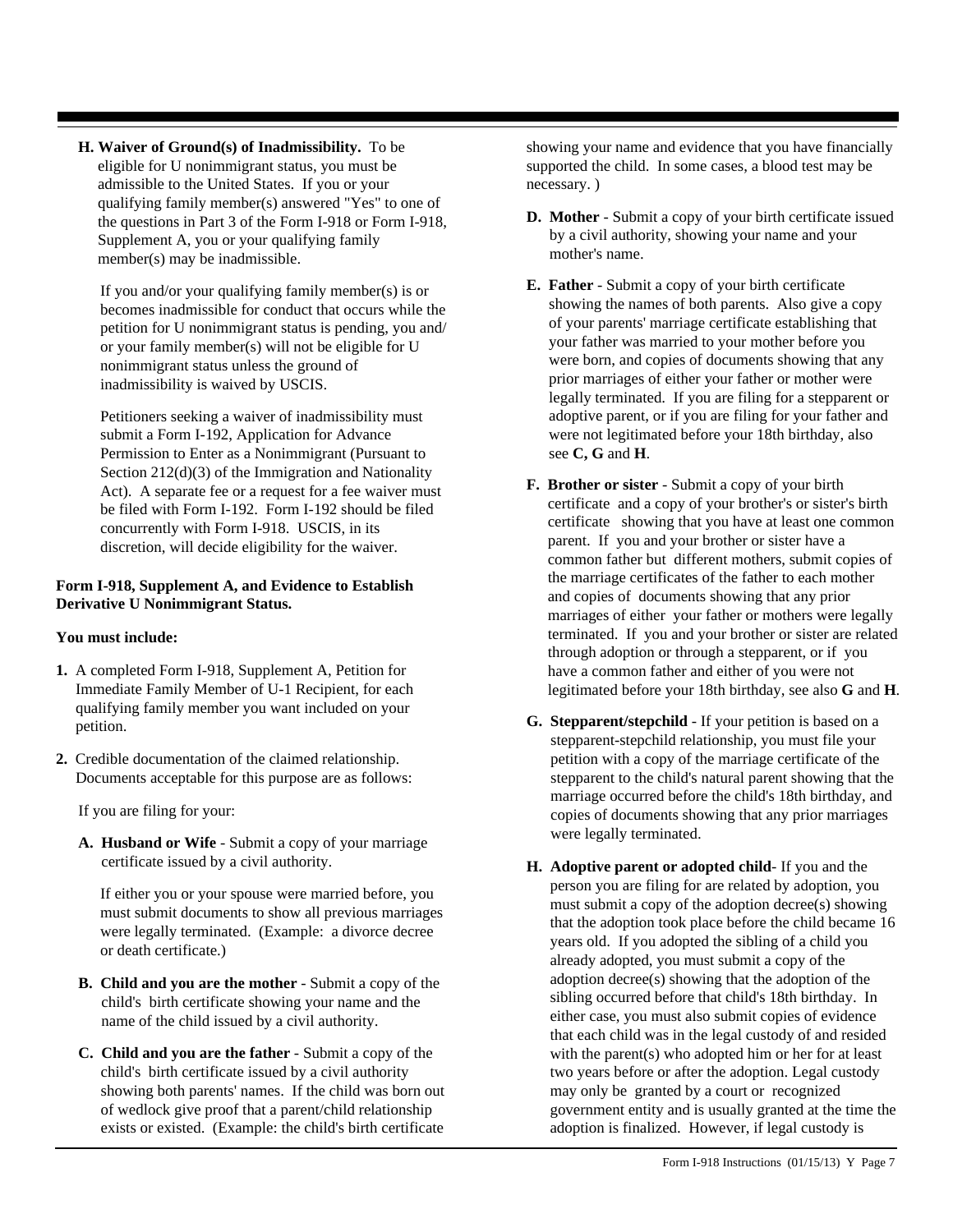**H. Waiver of Ground(s) of Inadmissibility.** To be eligible for U nonimmigrant status, you must be admissible to the United States. If you or your qualifying family member(s) answered "Yes" to one of the questions in Part 3 of the Form I-918 or Form I-918, Supplement A, you or your qualifying family member(s) may be inadmissible.

If you and/or your qualifying family member(s) is or becomes inadmissible for conduct that occurs while the petition for U nonimmigrant status is pending, you and/or your family member(s) will not be eligible for U nonimmigrant status unless the ground of inadmissibility is waived by USCIS.

Petitioners seeking a waiver of inadmissibility must submit a Form I-192, Application for Advance Permission to Enter as a Nonimmigrant (Pursuant to Section 212(d)(3) of the Immigration and Nationality Act). A separate fee or a request for a fee waiver must be filed with Form I-192. Form I-192 should be filed concurrently with Form I-918. USCIS, in its discretion, will decide eligibility for the waiver.

**Form I-918, Supplement A, and Evidence to Establish Derivative U Nonimmigrant Status.**

**You must include:**

1. A completed Form I-918, Supplement A, Petition for Immediate Family Member of U-1 Recipient, for each qualifying family member you want included on your petition.
2. Credible documentation of the claimed relationship. Documents acceptable for this purpose are as follows:

   If you are filing for your:

   **A. Husband or Wife** - Submit a copy of your marriage certificate issued by a civil authority.

   If either you or your spouse were married before, you must submit documents to show all previous marriages were legally terminated. (Example: a divorce decree or death certificate.)

   **B. Child and you are the mother** - Submit a copy of the child's birth certificate showing your name and the name of the child issued by a civil authority.

   **C. Child and you are the father** - Submit a copy of the child's birth certificate issued by a civil authority showing both parents' names. If the child was born out of wedlock give proof that a parent/child relationship exists or existed. (Example: the child's birth certificate showing your name and evidence that you have financially supported the child. In some cases, a blood test may be necessary. )

   **D. Mother** - Submit a copy of your birth certificate issued by a civil authority, showing your name and your mother's name.

   **E. Father** - Submit a copy of your birth certificate showing the names of both parents. Also give a copy of your parents' marriage certificate establishing that your father was married to your mother before you were born, and copies of documents showing that any prior marriages of either your father or mother were legally terminated. If you are filing for a stepparent or adoptive parent, or if you are filing for your father and were not legitimated before your 18th birthday, also see **C, G** and **H**.

   **F. Brother or sister** - Submit a copy of your birth certificate and a copy of your brother's or sister's birth certificate showing that you have at least one common parent. If you and your brother or sister have a common father but different mothers, submit copies of the marriage certificates of the father to each mother and copies of documents showing that any prior marriages of either your father or mothers were legally terminated. If you and your brother or sister are related through adoption or through a stepparent, or if you have a common father and either of you were not legitimated before your 18th birthday, see also **G** and **H**.

   **G. Stepparent/stepchild** - If your petition is based on a stepparent-stepchild relationship, you must file your petition with a copy of the marriage certificate of the stepparent to the child's natural parent showing that the marriage occurred before the child's 18th birthday, and copies of documents showing that any prior marriages were legally terminated.

   **H. Adoptive parent or adopted child**- If you and the person you are filing for are related by adoption, you must submit a copy of the adoption decree(s) showing that the adoption took place before the child became 16 years old. If you adopted the sibling of a child you already adopted, you must submit a copy of the adoption decree(s) showing that the adoption of the sibling occurred before that child's 18th birthday. In either case, you must also submit copies of evidence that each child was in the legal custody of and resided with the parent(s) who adopted him or her for at least two years before or after the adoption. Legal custody may only be granted by a court or recognized government entity and is usually granted at the time the adoption is finalized. However, if legal custody is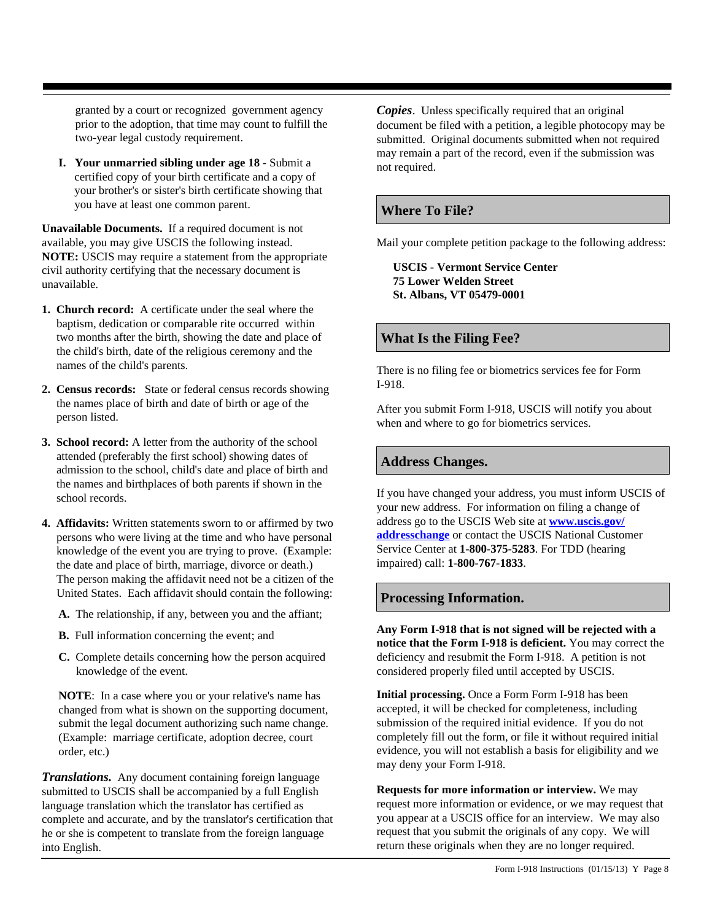granted by a court or recognized government agency prior to the adoption, that time may count to fulfill the two-year legal custody requirement.

**I. Your unmarried sibling under age 18** - Submit a certified copy of your birth certificate and a copy of your brother's or sister's birth certificate showing that you have at least one common parent.

**Unavailable Documents.** If a required document is not available, you may give USCIS the following instead. **NOTE:** USCIS may require a statement from the appropriate civil authority certifying that the necessary document is unavailable.

1. **Church record:** A certificate under the seal where the baptism, dedication or comparable rite occurred within two months after the birth, showing the date and place of the child's birth, date of the religious ceremony and the names of the child's parents.

2. **Census records:** State or federal census records showing the names place of birth and date of birth or age of the person listed.

3. **School record:** A letter from the authority of the school attended (preferably the first school) showing dates of admission to the school, child's date and place of birth and the names and birthplaces of both parents if shown in the school records.

4. **Affidavits:** Written statements sworn to or affirmed by two persons who were living at the time and who have personal knowledge of the event you are trying to prove. (Example: the date and place of birth, marriage, divorce or death.) The person making the affidavit need not be a citizen of the United States. Each affidavit should contain the following:

   **A.** The relationship, if any, between you and the affiant;

   **B.** Full information concerning the event; and

   **C.** Complete details concerning how the person acquired knowledge of the event.

   **NOTE**: In a case where you or your relative's name has changed from what is shown on the supporting document, submit the legal document authorizing such name change. (Example: marriage certificate, adoption decree, court order, etc.)

***Translations.*** Any document containing foreign language submitted to USCIS shall be accompanied by a full English language translation which the translator has certified as complete and accurate, and by the translator's certification that he or she is competent to translate from the foreign language into English.

***Copies***. Unless specifically required that an original document be filed with a petition, a legible photocopy may be submitted. Original documents submitted when not required may remain a part of the record, even if the submission was not required.

## Where To File?

Mail your complete petition package to the following address:

**USCIS - Vermont Service Center**
**75 Lower Welden Street**
**St. Albans, VT 05479-0001**

## What Is the Filing Fee?

There is no filing fee or biometrics services fee for Form I-918.

After you submit Form I-918, USCIS will notify you about when and where to go for biometrics services.

## Address Changes.

If you have changed your address, you must inform USCIS of your new address. For information on filing a change of address go to the USCIS Web site at **www.uscis.gov/addresschange** or contact the USCIS National Customer Service Center at **1-800-375-5283**. For TDD (hearing impaired) call: **1-800-767-1833**.

## Processing Information.

**Any Form I-918 that is not signed will be rejected with a notice that the Form I-918 is deficient.** You may correct the deficiency and resubmit the Form I-918. A petition is not considered properly filed until accepted by USCIS.

**Initial processing.** Once a Form Form I-918 has been accepted, it will be checked for completeness, including submission of the required initial evidence. If you do not completely fill out the form, or file it without required initial evidence, you will not establish a basis for eligibility and we may deny your Form I-918.

**Requests for more information or interview.** We may request more information or evidence, or we may request that you appear at a USCIS office for an interview. We may also request that you submit the originals of any copy. We will return these originals when they are no longer required.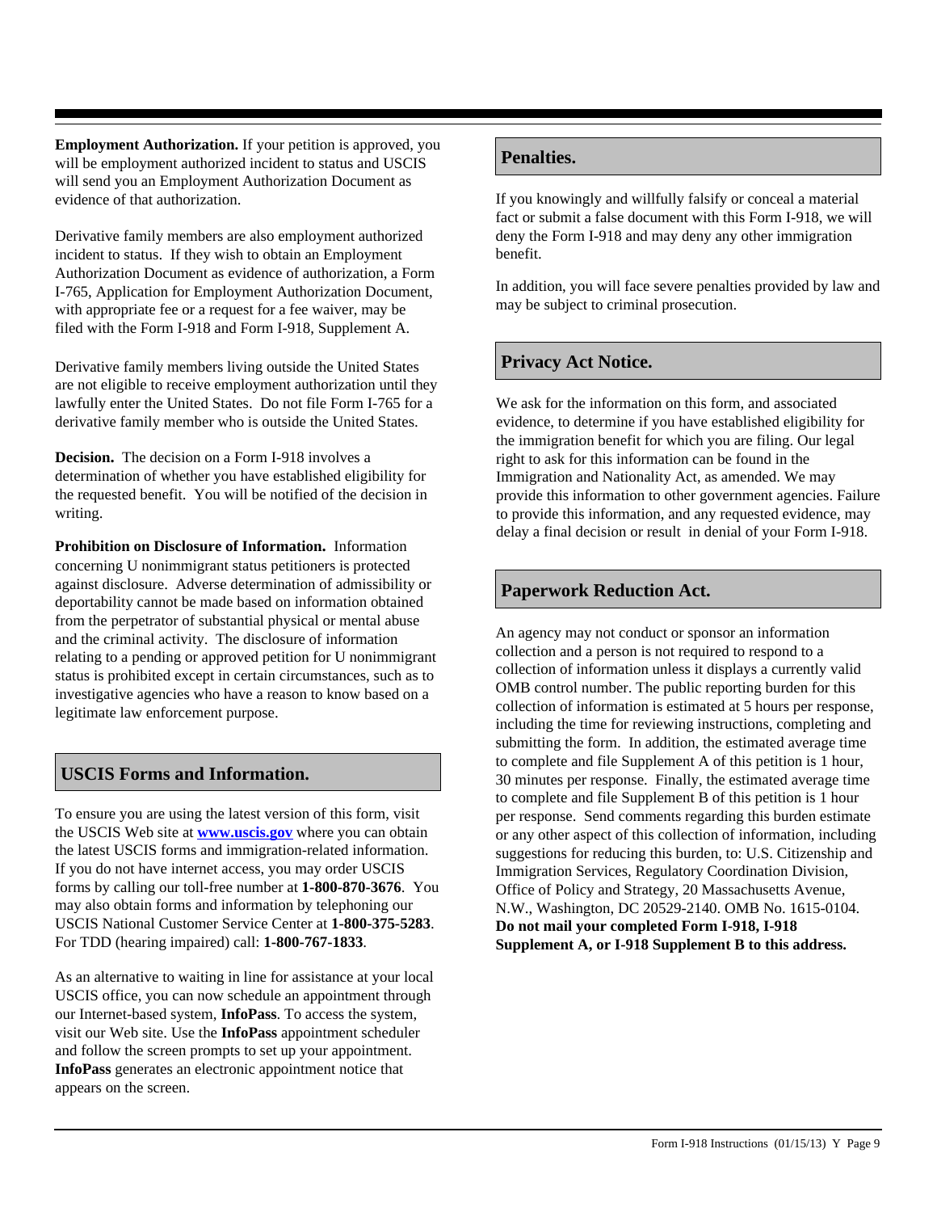**Employment Authorization.** If your petition is approved, you will be employment authorized incident to status and USCIS will send you an Employment Authorization Document as evidence of that authorization.

Derivative family members are also employment authorized incident to status. If they wish to obtain an Employment Authorization Document as evidence of authorization, a Form I-765, Application for Employment Authorization Document, with appropriate fee or a request for a fee waiver, may be filed with the Form I-918 and Form I-918, Supplement A.

Derivative family members living outside the United States are not eligible to receive employment authorization until they lawfully enter the United States. Do not file Form I-765 for a derivative family member who is outside the United States.

**Decision.** The decision on a Form I-918 involves a determination of whether you have established eligibility for the requested benefit. You will be notified of the decision in writing.

**Prohibition on Disclosure of Information.** Information concerning U nonimmigrant status petitioners is protected against disclosure. Adverse determination of admissibility or deportability cannot be made based on information obtained from the perpetrator of substantial physical or mental abuse and the criminal activity. The disclosure of information relating to a pending or approved petition for U nonimmigrant status is prohibited except in certain circumstances, such as to investigative agencies who have a reason to know based on a legitimate law enforcement purpose.

## USCIS Forms and Information.

To ensure you are using the latest version of this form, visit the USCIS Web site at **www.uscis.gov** where you can obtain the latest USCIS forms and immigration-related information. If you do not have internet access, you may order USCIS forms by calling our toll-free number at **1-800-870-3676**. You may also obtain forms and information by telephoning our USCIS National Customer Service Center at **1-800-375-5283**. For TDD (hearing impaired) call: **1-800-767-1833**.

As an alternative to waiting in line for assistance at your local USCIS office, you can now schedule an appointment through our Internet-based system, **InfoPass**. To access the system, visit our Web site. Use the **InfoPass** appointment scheduler and follow the screen prompts to set up your appointment. **InfoPass** generates an electronic appointment notice that appears on the screen.

## Penalties.

If you knowingly and willfully falsify or conceal a material fact or submit a false document with this Form I-918, we will deny the Form I-918 and may deny any other immigration benefit.

In addition, you will face severe penalties provided by law and may be subject to criminal prosecution.

## Privacy Act Notice.

We ask for the information on this form, and associated evidence, to determine if you have established eligibility for the immigration benefit for which you are filing. Our legal right to ask for this information can be found in the Immigration and Nationality Act, as amended. We may provide this information to other government agencies. Failure to provide this information, and any requested evidence, may delay a final decision or result in denial of your Form I-918.

## Paperwork Reduction Act.

An agency may not conduct or sponsor an information collection and a person is not required to respond to a collection of information unless it displays a currently valid OMB control number. The public reporting burden for this collection of information is estimated at 5 hours per response, including the time for reviewing instructions, completing and submitting the form. In addition, the estimated average time to complete and file Supplement A of this petition is 1 hour, 30 minutes per response. Finally, the estimated average time to complete and file Supplement B of this petition is 1 hour per response. Send comments regarding this burden estimate or any other aspect of this collection of information, including suggestions for reducing this burden, to: U.S. Citizenship and Immigration Services, Regulatory Coordination Division, Office of Policy and Strategy, 20 Massachusetts Avenue, N.W., Washington, DC 20529-2140. OMB No. 1615-0104. **Do not mail your completed Form I-918, I-918 Supplement A, or I-918 Supplement B to this address.**